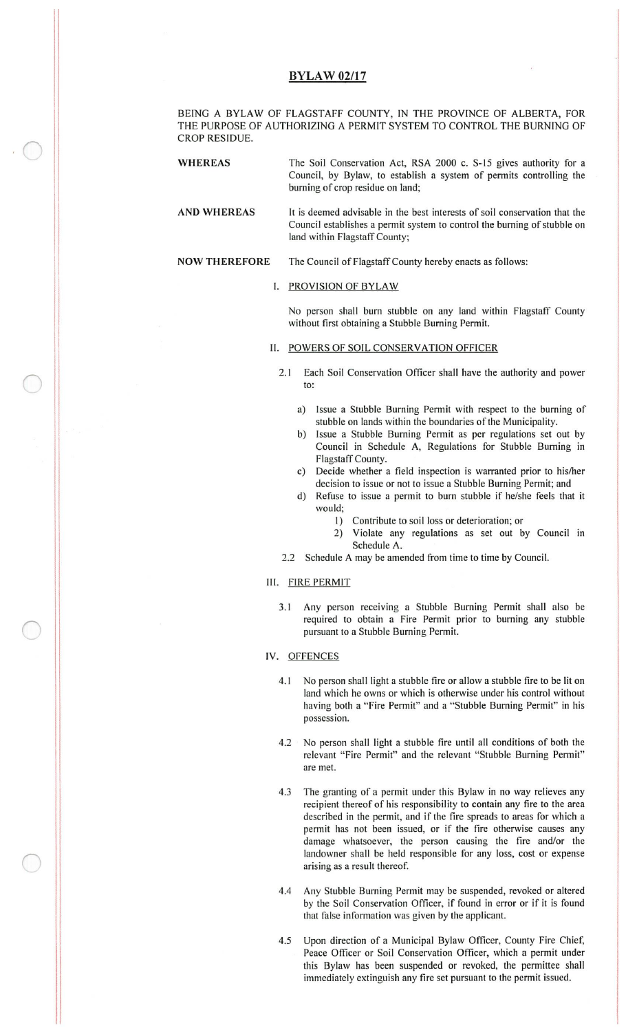# BYLAW 02/17

BEING A BYLAW OF FLAGSTAFF COUNTY, IN THE PROVINCE OF ALBERTA, FOR THE PURPOSE OF AUTHORIZING A PERMIT SYSTEM TO CONTROL THE BURNING OF CROP RESIDUE.

**WHEREAS** The Soil Conservation Act, RSA 2000 c. S-15 gives authority for a Council, by Bylaw, to establish a system of permits controlling the burning of crop residue on land;

**AND WHEREAS** It is deemed advisable in the best interests of soil conservation that the Council establishes a permit system to control the burning of stubble on land within Flagstaff County;

**NOW THEREFORE** The Council of Flagstaff County hereby enacts as follows:

## I. PROVISION OF BYLAW

No person shall burn stubble on any land within Flagstaff County without first obtaining a Stubble Burning Permit.

## II. POWERS OF SOIL CONSERVATION OFFICER

2.1 Each Soil Conservation Officer shall have the authority and power to:

a) Issue a Stubble Burning Permit with respect to the burning of stubble on lands within the boundaries of the Municipality.

b) Issue a Stubble Burning Permit as per regulations set out by Council in Schedule A, Regulations for Stubble Burning in Flagstaff County.

c) Decide whether a field inspection is warranted prior to his/her decision to issue or not to issue a Stubble Burning Permit; and

d) Refuse to issue a permit to burn stubble if he/she feels that it would;

1) Contribute to soil loss or deterioration; or
2) Violate any regulations as set out by Council in Schedule A.

2.2 Schedule A may be amended from time to time by Council.

## III. FIRE PERMIT

3.1 Any person receiving a Stubble Burning Permit shall also be required to obtain a Fire Permit prior to burning any stubble pursuant to a Stubble Burning Permit.

## IV. OFFENCES

4.1 No person shall light a stubble fire or allow a stubble fire to be lit on land which he owns or which is otherwise under his control without having both a "Fire Permit" and a "Stubble Burning Permit" in his possession.

4.2 No person shall light a stubble fire until all conditions of both the relevant "Fire Permit" and the relevant "Stubble Burning Permit" are met.

4.3 The granting of a permit under this Bylaw in no way relieves any recipient thereof of his responsibility to contain any fire to the area described in the permit, and if the fire spreads to areas for which a permit has not been issued, or if the fire otherwise causes any damage whatsoever, the person causing the fire and/or the landowner shall be held responsible for any loss, cost or expense arising as a result thereof.

4.4 Any Stubble Burning Permit may be suspended, revoked or altered by the Soil Conservation Officer, if found in error or if it is found that false information was given by the applicant.

4.5 Upon direction of a Municipal Bylaw Officer, County Fire Chief, Peace Officer or Soil Conservation Officer, which a permit under this Bylaw has been suspended or revoked, the permittee shall immediately extinguish any fire set pursuant to the permit issued.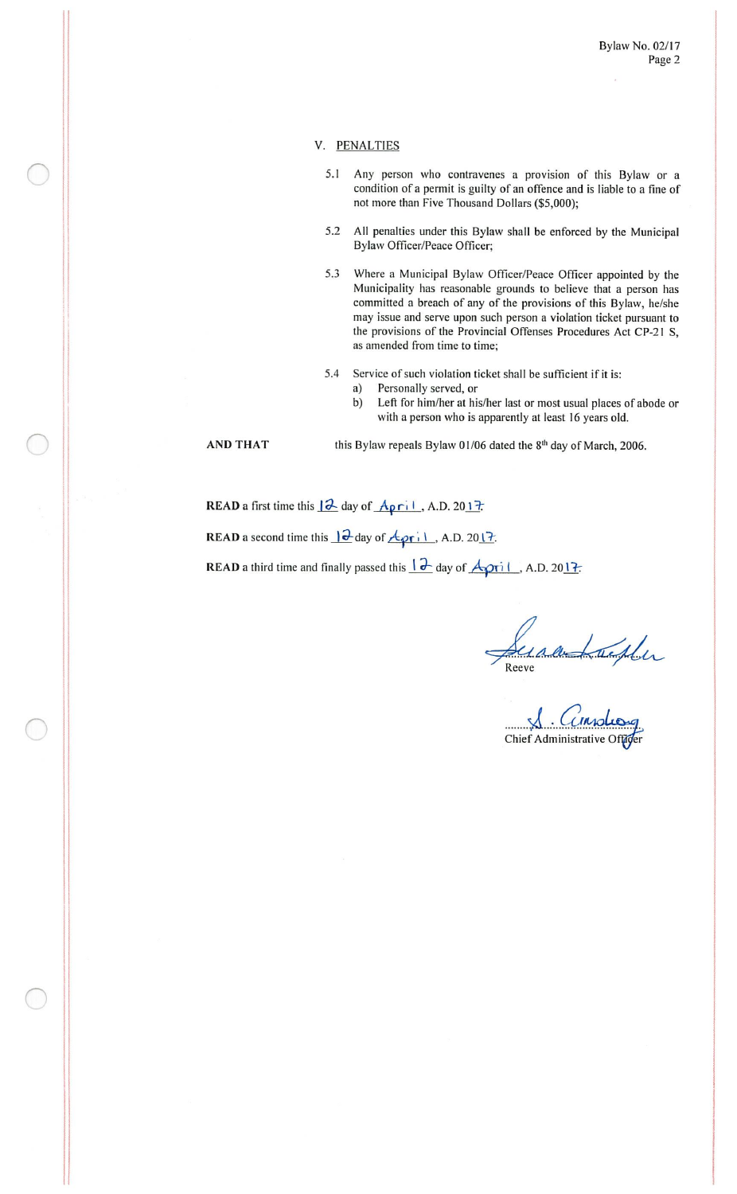## V. PENALTIES

5.1 Any person who contravenes a provision of this Bylaw or a condition of a permit is guilty of an offence and is liable to a fine of not more than Five Thousand Dollars ($5,000);

5.2 All penalties under this Bylaw shall be enforced by the Municipal Bylaw Officer/Peace Officer;

5.3 Where a Municipal Bylaw Officer/Peace Officer appointed by the Municipality has reasonable grounds to believe that a person has committed a breach of any of the provisions of this Bylaw, he/she may issue and serve upon such person a violation ticket pursuant to the provisions of the Provincial Offenses Procedures Act CP-21 S, as amended from time to time;

5.4 Service of such violation ticket shall be sufficient if it is:

a) Personally served, or
b) Left for him/her at his/her last or most usual places of abode or with a person who is apparently at least 16 years old.

**AND THAT** this Bylaw repeals Bylaw 01/06 dated the 8th day of March, 2006.

**READ** a first time this 12 day of April, A.D. 2017.

**READ** a second time this 12 day of April, A.D. 2017.

**READ** a third time and finally passed this 12 day of April, A.D. 2017.

Reeve

Chief Administrative Officer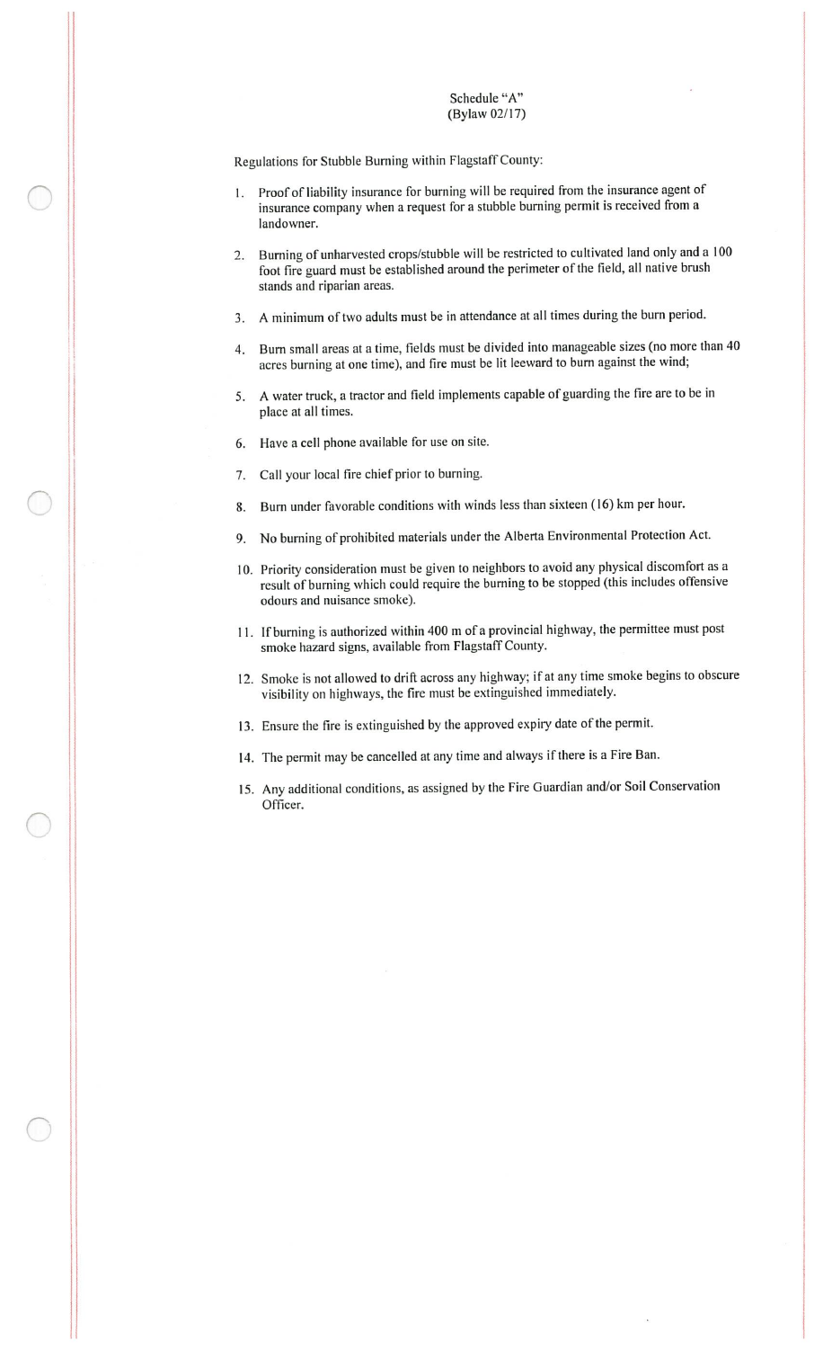Schedule "A"
(Bylaw 02/17)

Regulations for Stubble Burning within Flagstaff County:

1. Proof of liability insurance for burning will be required from the insurance agent of insurance company when a request for a stubble burning permit is received from a landowner.

2. Burning of unharvested crops/stubble will be restricted to cultivated land only and a 100 foot fire guard must be established around the perimeter of the field, all native brush stands and riparian areas.

3. A minimum of two adults must be in attendance at all times during the burn period.

4. Burn small areas at a time, fields must be divided into manageable sizes (no more than 40 acres burning at one time), and fire must be lit leeward to burn against the wind;

5. A water truck, a tractor and field implements capable of guarding the fire are to be in place at all times.

6. Have a cell phone available for use on site.

7. Call your local fire chief prior to burning.

8. Burn under favorable conditions with winds less than sixteen (16) km per hour.

9. No burning of prohibited materials under the Alberta Environmental Protection Act.

10. Priority consideration must be given to neighbors to avoid any physical discomfort as a result of burning which could require the burning to be stopped (this includes offensive odours and nuisance smoke).

11. If burning is authorized within 400 m of a provincial highway, the permittee must post smoke hazard signs, available from Flagstaff County.

12. Smoke is not allowed to drift across any highway; if at any time smoke begins to obscure visibility on highways, the fire must be extinguished immediately.

13. Ensure the fire is extinguished by the approved expiry date of the permit.

14. The permit may be cancelled at any time and always if there is a Fire Ban.

15. Any additional conditions, as assigned by the Fire Guardian and/or Soil Conservation Officer.